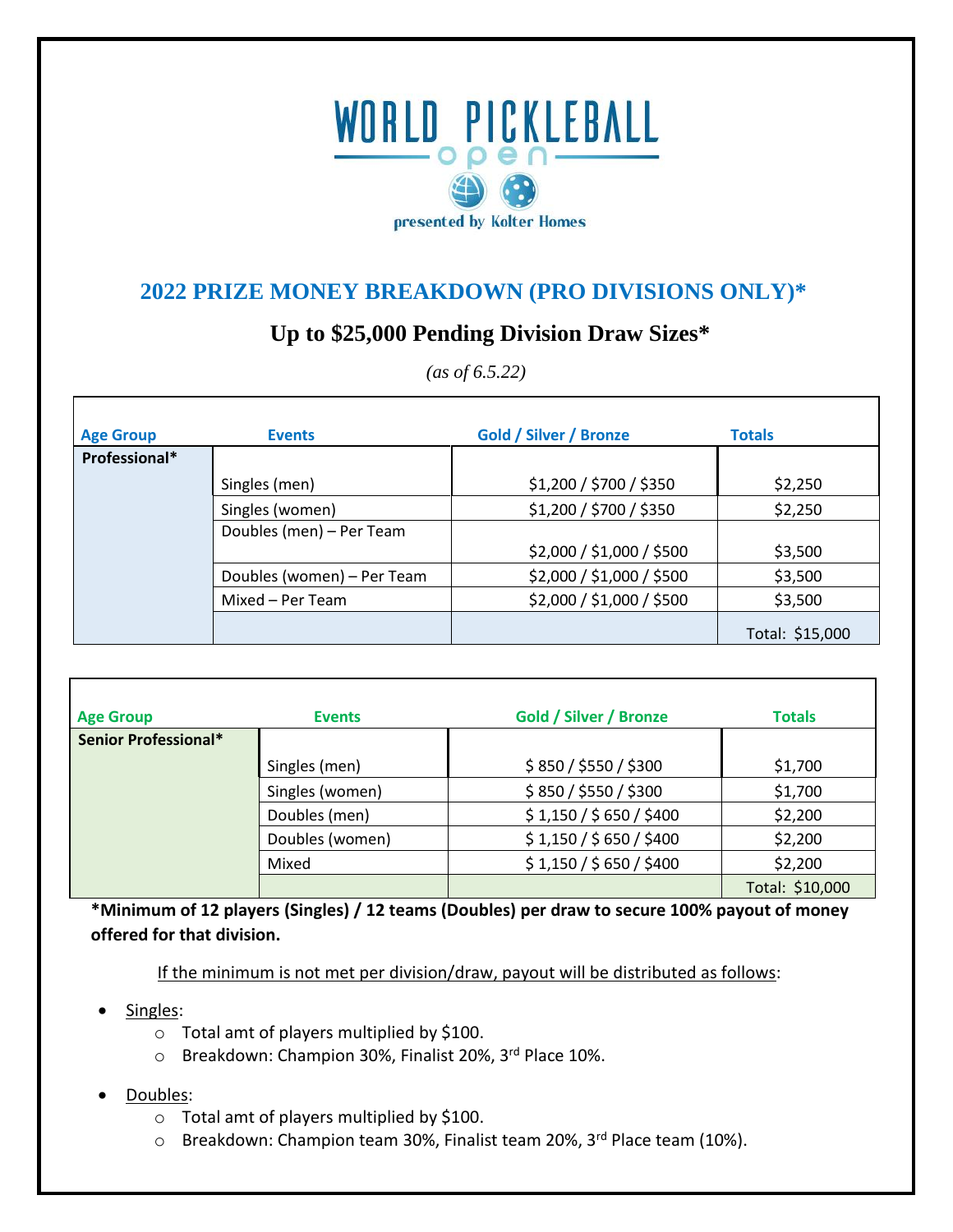# WORLD PICKLEBALL open

presented by Kolter Homes

## 2022 PRIZE MONEY BREAKDOWN (PRO DIVISIONS ONLY)*

### Up to $25,000 Pending Division Draw Sizes*

*(as of 6.5.22)*

| Age Group | Events | Gold / Silver / Bronze | Totals |
|---|---|---|---|
| **Professional*** | | | |
| | Singles (men) | $1,200 / $700 / $350 | $2,250 |
| | Singles (women) | $1,200 / $700 / $350 | $2,250 |
| | Doubles (men) – Per Team | $2,000 / $1,000 / $500 | $3,500 |
| | Doubles (women) – Per Team | $2,000 / $1,000 / $500 | $3,500 |
| | Mixed – Per Team | $2,000 / $1,000 / $500 | $3,500 |
| | | | Total: $15,000 |

| Age Group | Events | Gold / Silver / Bronze | Totals |
|---|---|---|---|
| **Senior Professional*** | | | |
| | Singles (men) | $ 850 / $550 / $300 | $1,700 |
| | Singles (women) | $ 850 / $550 / $300 | $1,700 |
| | Doubles (men) | $ 1,150 / $ 650 / $400 | $2,200 |
| | Doubles (women) | $ 1,150 / $ 650 / $400 | $2,200 |
| | Mixed | $ 1,150 / $ 650 / $400 | $2,200 |
| | | | Total: $10,000 |

**\*Minimum of 12 players (Singles) / 12 teams (Doubles) per draw to secure 100% payout of money offered for that division.**

If the minimum is not met per division/draw, payout will be distributed as follows:

- Singles:
  - Total amt of players multiplied by $100.
  - Breakdown: Champion 30%, Finalist 20%, 3rd Place 10%.
- Doubles:
  - Total amt of players multiplied by $100.
  - Breakdown: Champion team 30%, Finalist team 20%, 3rd Place team (10%).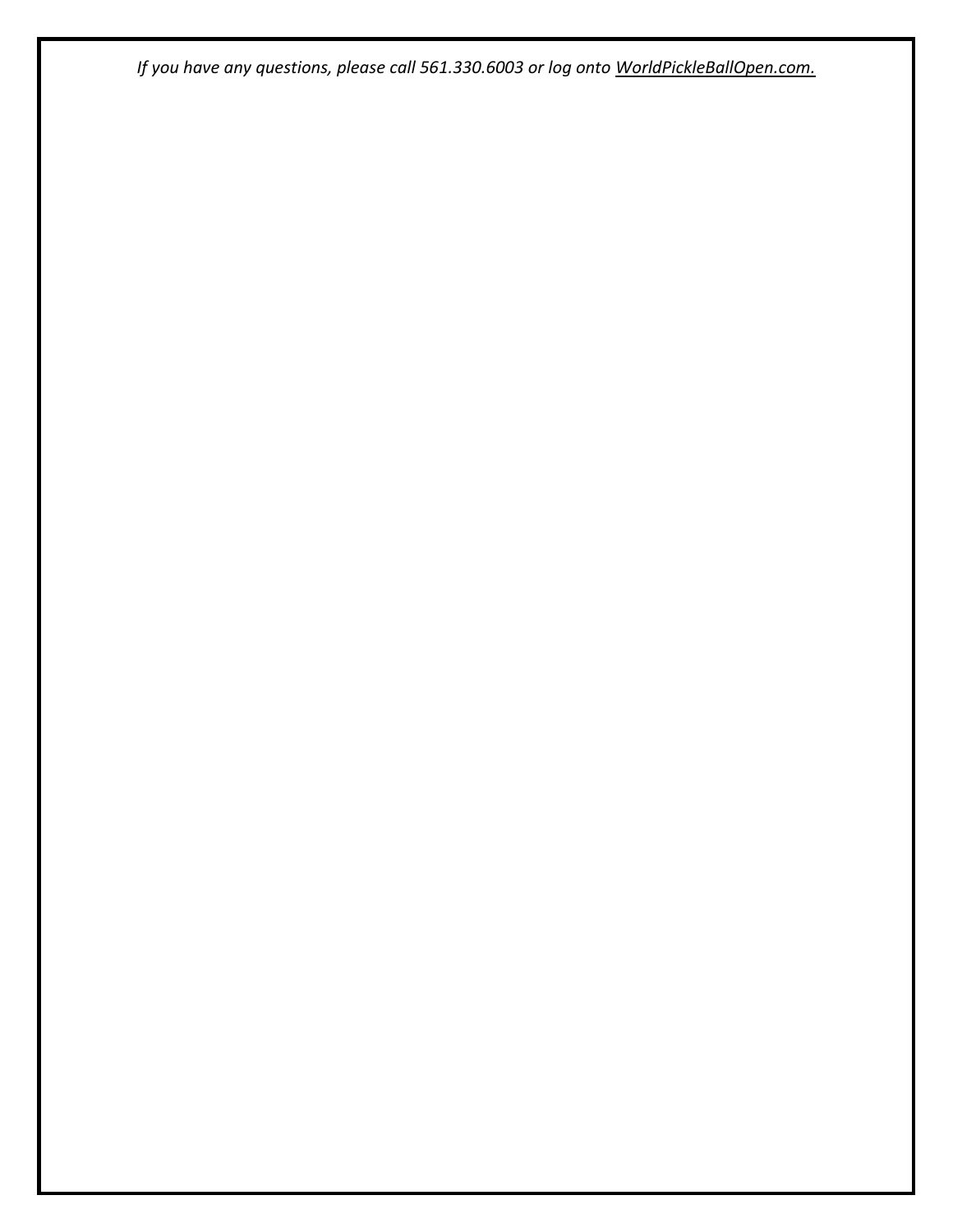*If you have any questions, please call 561.330.6003 or log onto WorldPickleBallOpen.com.*